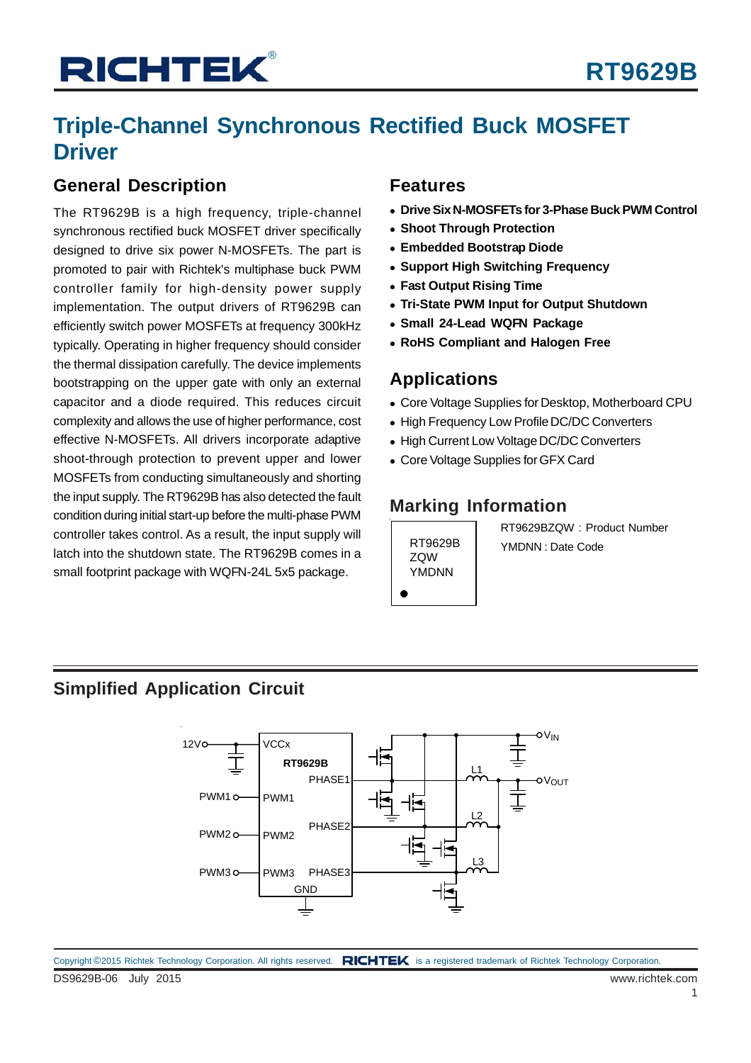# RT9629B

# Triple-Channel Synchronous Rectified Buck MOSFET Driver

## General Description

The RT9629B is a high frequency, triple-channel synchronous rectified buck MOSFET driver specifically designed to drive six power N-MOSFETs. The part is promoted to pair with Richtek's multiphase buck PWM controller family for high-density power supply implementation. The output drivers of RT9629B can efficiently switch power MOSFETs at frequency 300kHz typically. Operating in higher frequency should consider the thermal dissipation carefully. The device implements bootstrapping on the upper gate with only an external capacitor and a diode required. This reduces circuit complexity and allows the use of higher performance, cost effective N-MOSFETs. All drivers incorporate adaptive shoot-through protection to prevent upper and lower MOSFETs from conducting simultaneously and shorting the input supply. The RT9629B has also detected the fault condition during initial start-up before the multi-phase PWM controller takes control. As a result, the input supply will latch into the shutdown state. The RT9629B comes in a small footprint package with WQFN-24L 5x5 package.

## Features

- **Drive Six N-MOSFETs for 3-Phase Buck PWM Control**
- **Shoot Through Protection**
- **Embedded Bootstrap Diode**
- **Support High Switching Frequency**
- **Fast Output Rising Time**
- **Tri-State PWM Input for Output Shutdown**
- **Small 24-Lead WQFN Package**
- **RoHS Compliant and Halogen Free**

## Applications

- Core Voltage Supplies for Desktop, Motherboard CPU
- High Frequency Low Profile DC/DC Converters
- High Current Low Voltage DC/DC Converters
- Core Voltage Supplies for GFX Card

## Marking Information

RT9629B
ZQW
YMDNN

RT9629BZQW : Product Number

YMDNN : Date Code

## Simplified Application Circuit

12V, VCCx, RT9629B, PHASE1, PWM1, PWM2, PHASE2, PWM3, PHASE3, GND, L1, L2, L3, $V_{IN}$, $V_{OUT}$

Copyright ©2015 Richtek Technology Corporation. All rights reserved. RICHTEK is a registered trademark of Richtek Technology Corporation.

DS9629B-06 July 2015 www.richtek.com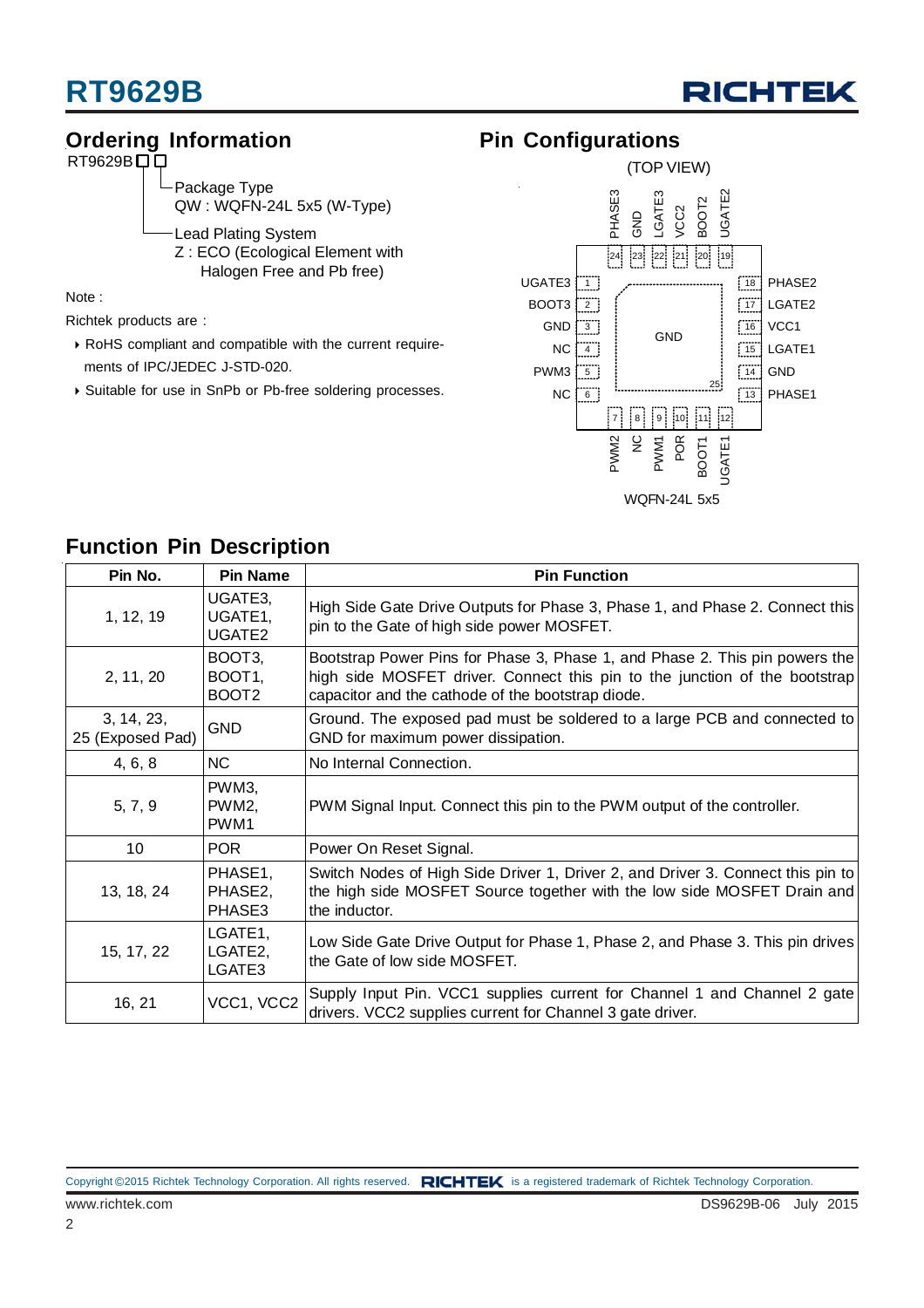## Ordering Information

RT9629B□□

- Package Type
  QW : WQFN-24L 5x5 (W-Type)
- Lead Plating System
  Z : ECO (Ecological Element with Halogen Free and Pb free)

Note :

Richtek products are :

- RoHS compliant and compatible with the current requirements of IPC/JEDEC J-STD-020.
- Suitable for use in SnPb or Pb-free soldering processes.

## Pin Configurations

(TOP VIEW)

| Pin | Name | Pin | Name | Pin | Name |
|---|---|---|---|---|---|
| 1 | UGATE3 | 9 | PWM1 | 17 | LGATE2 |
| 2 | BOOT3 | 10 | POR | 18 | PHASE2 |
| 3 | GND | 11 | BOOT1 | 19 | UGATE2 |
| 4 | NC | 12 | UGATE1 | 20 | BOOT2 |
| 5 | PWM3 | 13 | PHASE1 | 21 | VCC2 |
| 6 | NC | 14 | GND | 22 | LGATE3 |
| 7 | PWM2 | 15 | LGATE1 | 23 | GND |
| 8 | NC | 16 | VCC1 | 24 | PHASE3 |
| 25 | GND (Exposed Pad) | | | | |

WQFN-24L 5x5

## Function Pin Description

| Pin No. | Pin Name | Pin Function |
|---|---|---|
| 1, 12, 19 | UGATE3, UGATE1, UGATE2 | High Side Gate Drive Outputs for Phase 3, Phase 1, and Phase 2. Connect this pin to the Gate of high side power MOSFET. |
| 2, 11, 20 | BOOT3, BOOT1, BOOT2 | Bootstrap Power Pins for Phase 3, Phase 1, and Phase 2. This pin powers the high side MOSFET driver. Connect this pin to the junction of the bootstrap capacitor and the cathode of the bootstrap diode. |
| 3, 14, 23, 25 (Exposed Pad) | GND | Ground. The exposed pad must be soldered to a large PCB and connected to GND for maximum power dissipation. |
| 4, 6, 8 | NC | No Internal Connection. |
| 5, 7, 9 | PWM3, PWM2, PWM1 | PWM Signal Input. Connect this pin to the PWM output of the controller. |
| 10 | POR | Power On Reset Signal. |
| 13, 18, 24 | PHASE1, PHASE2, PHASE3 | Switch Nodes of High Side Driver 1, Driver 2, and Driver 3. Connect this pin to the high side MOSFET Source together with the low side MOSFET Drain and the inductor. |
| 15, 17, 22 | LGATE1, LGATE2, LGATE3 | Low Side Gate Drive Output for Phase 1, Phase 2, and Phase 3. This pin drives the Gate of low side MOSFET. |
| 16, 21 | VCC1, VCC2 | Supply Input Pin. VCC1 supplies current for Channel 1 and Channel 2 gate drivers. VCC2 supplies current for Channel 3 gate driver. |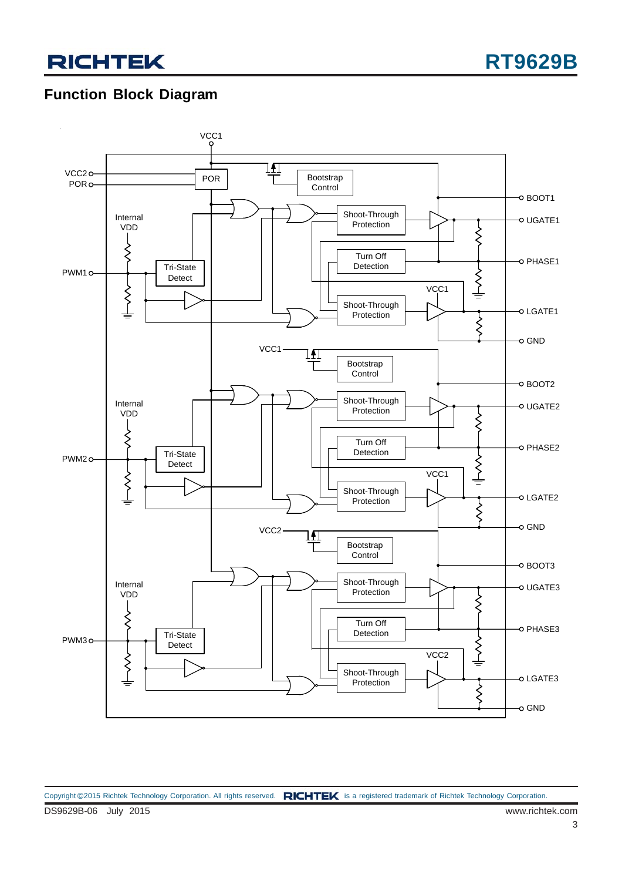## Function Block Diagram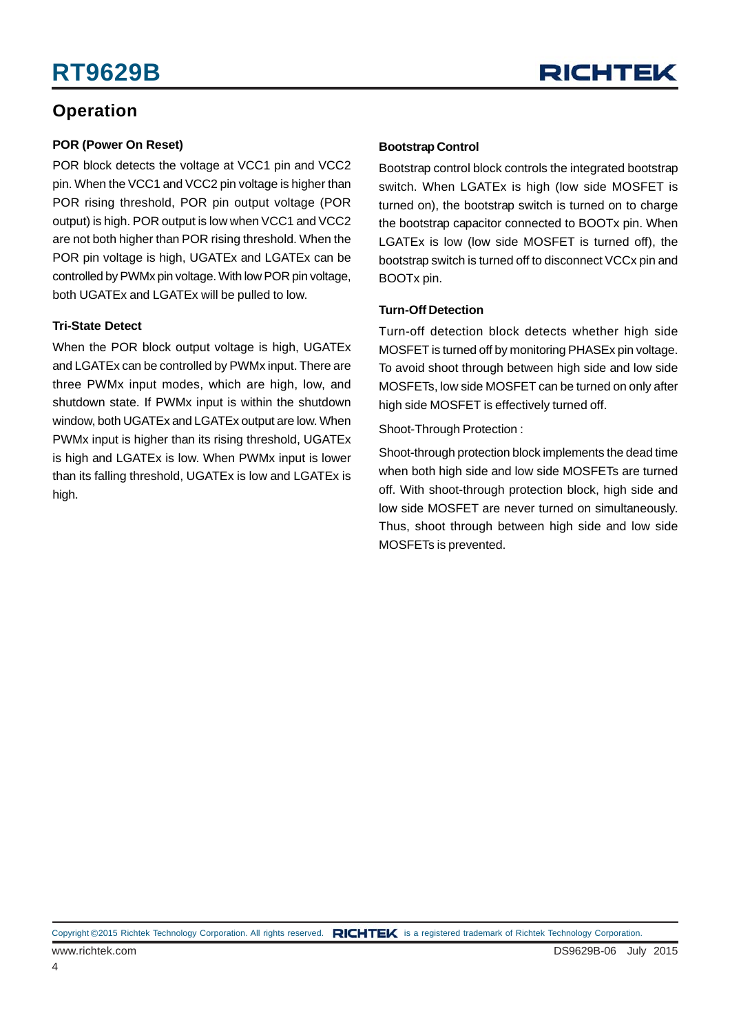## Operation

### POR (Power On Reset)

POR block detects the voltage at VCC1 pin and VCC2 pin. When the VCC1 and VCC2 pin voltage is higher than POR rising threshold, POR pin output voltage (POR output) is high. POR output is low when VCC1 and VCC2 are not both higher than POR rising threshold. When the POR pin voltage is high, UGATEx and LGATEx can be controlled by PWMx pin voltage. With low POR pin voltage, both UGATEx and LGATEx will be pulled to low.

### Tri-State Detect

When the POR block output voltage is high, UGATEx and LGATEx can be controlled by PWMx input. There are three PWMx input modes, which are high, low, and shutdown state. If PWMx input is within the shutdown window, both UGATEx and LGATEx output are low. When PWMx input is higher than its rising threshold, UGATEx is high and LGATEx is low. When PWMx input is lower than its falling threshold, UGATEx is low and LGATEx is high.

### Bootstrap Control

Bootstrap control block controls the integrated bootstrap switch. When LGATEx is high (low side MOSFET is turned on), the bootstrap switch is turned on to charge the bootstrap capacitor connected to BOOTx pin. When LGATEx is low (low side MOSFET is turned off), the bootstrap switch is turned off to disconnect VCCx pin and BOOTx pin.

### Turn-Off Detection

Turn-off detection block detects whether high side MOSFET is turned off by monitoring PHASEx pin voltage. To avoid shoot through between high side and low side MOSFETs, low side MOSFET can be turned on only after high side MOSFET is effectively turned off.

Shoot-Through Protection :

Shoot-through protection block implements the dead time when both high side and low side MOSFETs are turned off. With shoot-through protection block, high side and low side MOSFET are never turned on simultaneously. Thus, shoot through between high side and low side MOSFETs is prevented.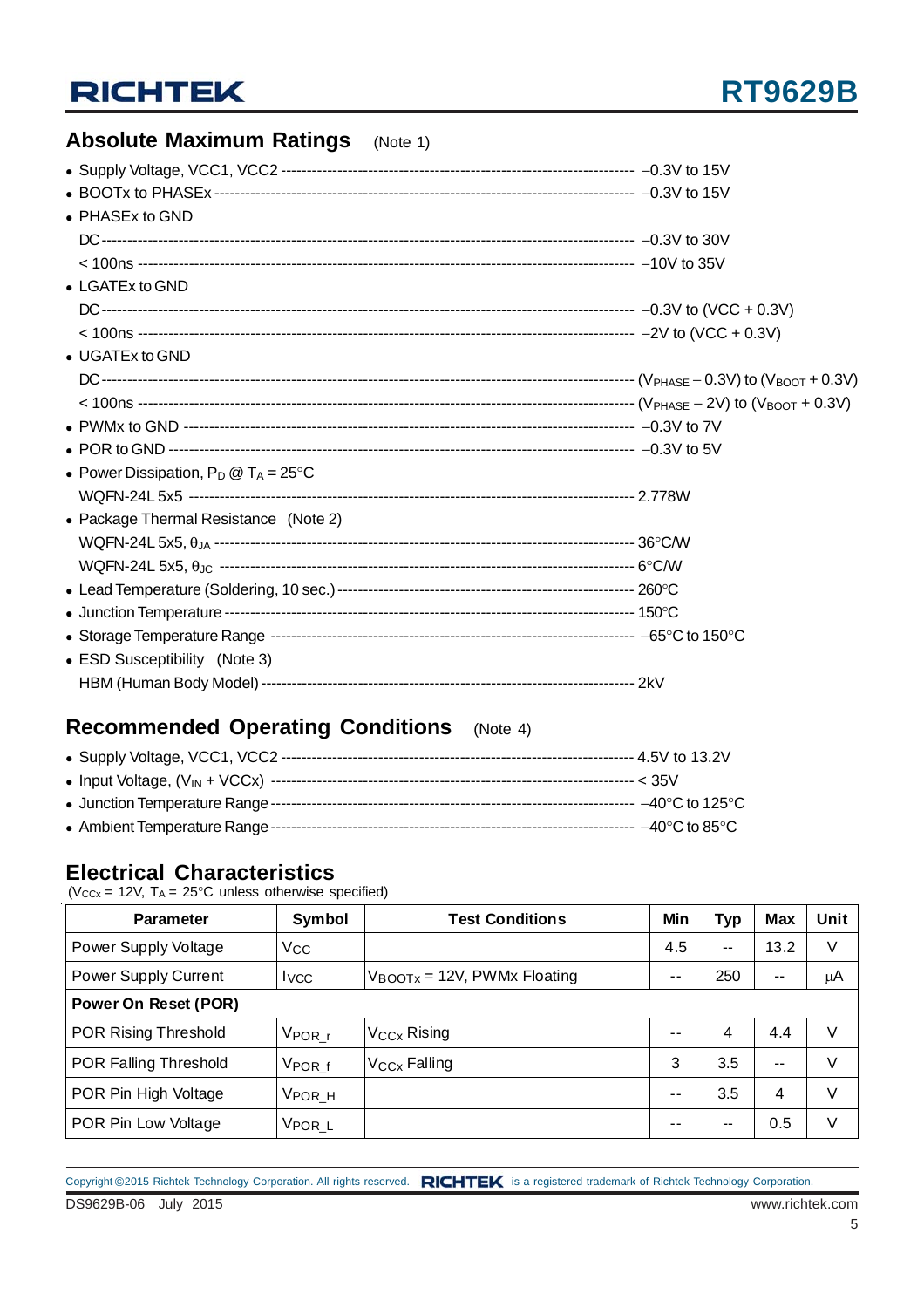## Absolute Maximum Ratings (Note 1)

- Supply Voltage, VCC1, VCC2 ---------------------------------------------------------------- −0.3V to 15V
- BOOTx to PHASEx ---------------------------------------------------------------------------- −0.3V to 15V
- PHASEx to GND
  - DC ------------------------------------------------------------------------------------------------ −0.3V to 30V
  - < 100ns -------------------------------------------------------------------------------------------- −10V to 35V
- LGATEx to GND
  - DC ------------------------------------------------------------------------------------------------ −0.3V to (VCC + 0.3V)
  - < 100ns -------------------------------------------------------------------------------------------- −2V to (VCC + 0.3V)
- UGATEx to GND
  - DC ------------------------------------------------------------------------------------------------ ($V_{PHASE}$ − 0.3V) to ($V_{BOOT}$ + 0.3V)
  - < 100ns -------------------------------------------------------------------------------------------- ($V_{PHASE}$ − 2V) to ($V_{BOOT}$ + 0.3V)
- PWMx to GND --------------------------------------------------------------------------------------- −0.3V to 7V
- POR to GND ----------------------------------------------------------------------------------------- −0.3V to 5V
- Power Dissipation, $P_D$ @ $T_A$ = 25°C
  - WQFN-24L 5x5 ---------------------------------------------------------------------------------- 2.778W
- Package Thermal Resistance (Note 2)
  - WQFN-24L 5x5, $\theta_{JA}$ ------------------------------------------------------------------------ 36°C/W
  - WQFN-24L 5x5, $\theta_{JC}$ ------------------------------------------------------------------------ 6°C/W
- Lead Temperature (Soldering, 10 sec.) --------------------------------------------------------- 260°C
- Junction Temperature ------------------------------------------------------------------------------ 150°C
- Storage Temperature Range ------------------------------------------------------------------------ −65°C to 150°C
- ESD Susceptibility (Note 3)
  - HBM (Human Body Model) --------------------------------------------------------------------- 2kV

## Recommended Operating Conditions (Note 4)

- Supply Voltage, VCC1, VCC2 ---------------------------------------------------------------- 4.5V to 13.2V
- Input Voltage, ($V_{IN}$ + VCCx) ------------------------------------------------------------------ < 35V
- Junction Temperature Range ----------------------------------------------------------------------- −40°C to 125°C
- Ambient Temperature Range ------------------------------------------------------------------------ −40°C to 85°C

## Electrical Characteristics

($V_{CCx}$ = 12V, $T_A$ = 25°C unless otherwise specified)

| Parameter | Symbol | Test Conditions | Min | Typ | Max | Unit |
|---|---|---|---|---|---|---|
| Power Supply Voltage | $V_{CC}$ | | 4.5 | -- | 13.2 | V |
| Power Supply Current | $I_{VCC}$ | $V_{BOOTx}$ = 12V, PWMx Floating | -- | 250 | -- | μA |
| **Power On Reset (POR)** | | | | | | |
| POR Rising Threshold | $V_{POR\_r}$ | $V_{CCx}$ Rising | -- | 4 | 4.4 | V |
| POR Falling Threshold | $V_{POR\_f}$ | $V_{CCx}$ Falling | 3 | 3.5 | -- | V |
| POR Pin High Voltage | $V_{POR\_H}$ | | -- | 3.5 | 4 | V |
| POR Pin Low Voltage | $V_{POR\_L}$ | | -- | -- | 0.5 | V |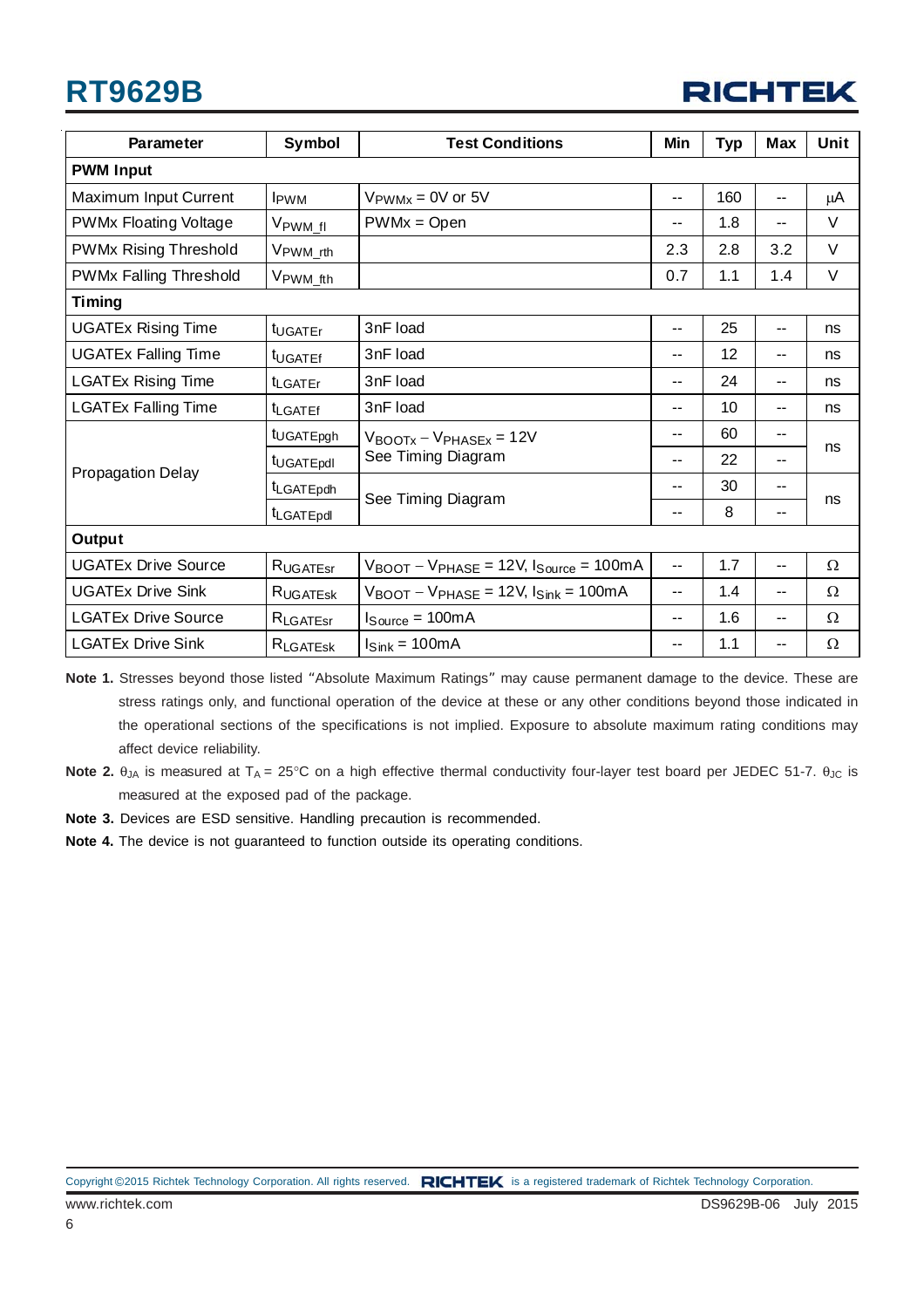| Parameter | Symbol | Test Conditions | Min | Typ | Max | Unit |
|---|---|---|---|---|---|---|
| **PWM Input** | | | | | | |
| Maximum Input Current | $I_{PWM}$ | $V_{PWMx}$ = 0V or 5V | -- | 160 | -- | μA |
| PWMx Floating Voltage | $V_{PWM\_fl}$ | PWMx = Open | -- | 1.8 | -- | V |
| PWMx Rising Threshold | $V_{PWM\_rth}$ | | 2.3 | 2.8 | 3.2 | V |
| PWMx Falling Threshold | $V_{PWM\_fth}$ | | 0.7 | 1.1 | 1.4 | V |
| **Timing** | | | | | | |
| UGATEx Rising Time | $t_{UGATEr}$ | 3nF load | -- | 25 | -- | ns |
| UGATEx Falling Time | $t_{UGATEf}$ | 3nF load | -- | 12 | -- | ns |
| LGATEx Rising Time | $t_{LGATEr}$ | 3nF load | -- | 24 | -- | ns |
| LGATEx Falling Time | $t_{LGATEf}$ | 3nF load | -- | 10 | -- | ns |
| Propagation Delay | $t_{UGATEpgh}$ | $V_{BOOTx} - V_{PHASEx}$ = 12V See Timing Diagram | -- | 60 | -- | ns |
| | $t_{UGATEpdl}$ | | -- | 22 | -- | |
| | $t_{LGATEpdh}$ | See Timing Diagram | -- | 30 | -- | ns |
| | $t_{LGATEpdl}$ | | -- | 8 | -- | |
| **Output** | | | | | | |
| UGATEx Drive Source | $R_{UGATEsr}$ | $V_{BOOT} - V_{PHASE}$ = 12V, $I_{Source}$ = 100mA | -- | 1.7 | -- | Ω |
| UGATEx Drive Sink | $R_{UGATEsk}$ | $V_{BOOT} - V_{PHASE}$ = 12V, $I_{Sink}$ = 100mA | -- | 1.4 | -- | Ω |
| LGATEx Drive Source | $R_{LGATEsr}$ | $I_{Source}$ = 100mA | -- | 1.6 | -- | Ω |
| LGATEx Drive Sink | $R_{LGATEsk}$ | $I_{Sink}$ = 100mA | -- | 1.1 | -- | Ω |

**Note 1.** Stresses beyond those listed "Absolute Maximum Ratings" may cause permanent damage to the device. These are stress ratings only, and functional operation of the device at these or any other conditions beyond those indicated in the operational sections of the specifications is not implied. Exposure to absolute maximum rating conditions may affect device reliability.

**Note 2.** $\theta_{JA}$ is measured at $T_A$ = 25°C on a high effective thermal conductivity four-layer test board per JEDEC 51-7. $\theta_{JC}$ is measured at the exposed pad of the package.

**Note 3.** Devices are ESD sensitive. Handling precaution is recommended.

**Note 4.** The device is not guaranteed to function outside its operating conditions.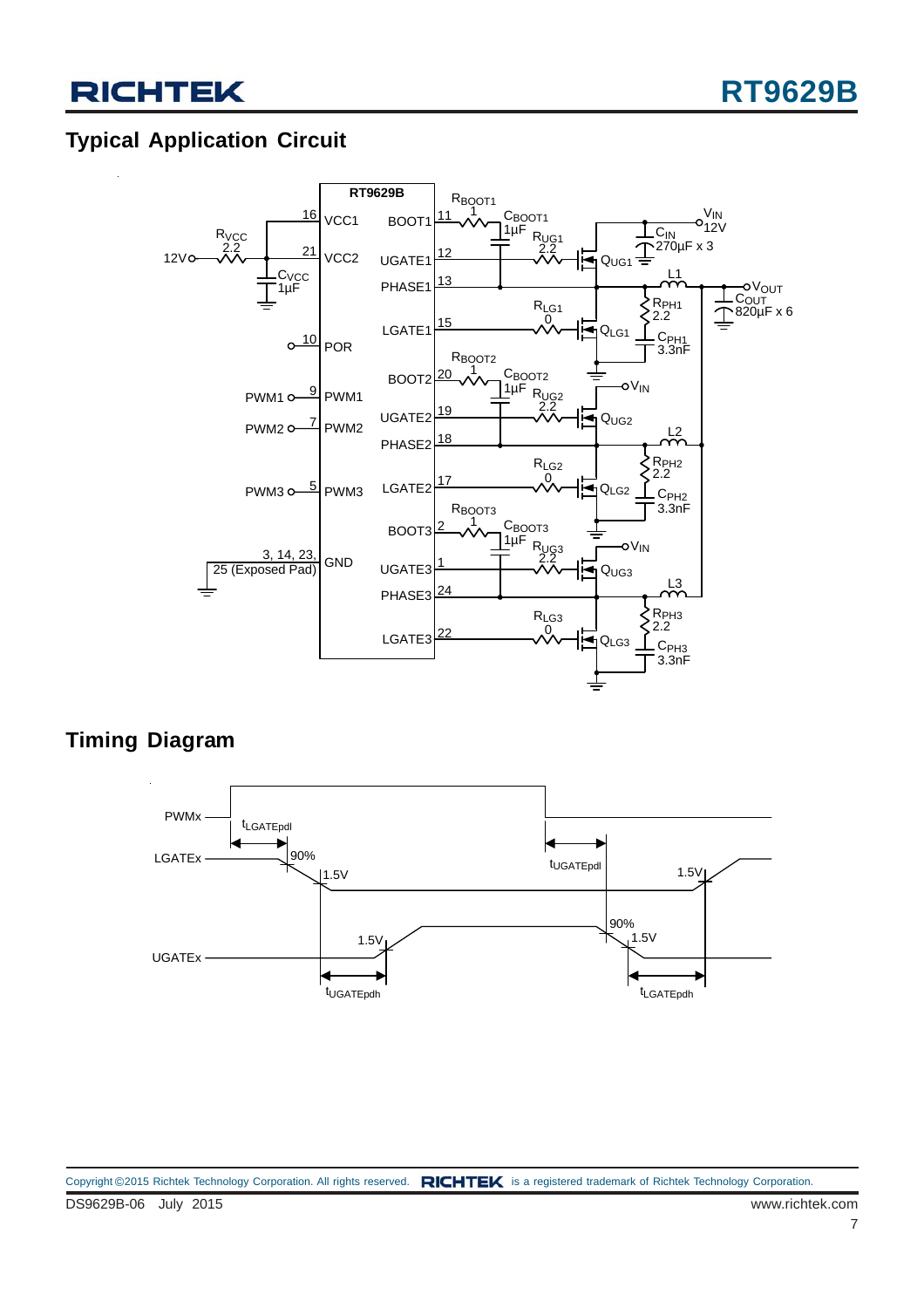## Typical Application Circuit

## Timing Diagram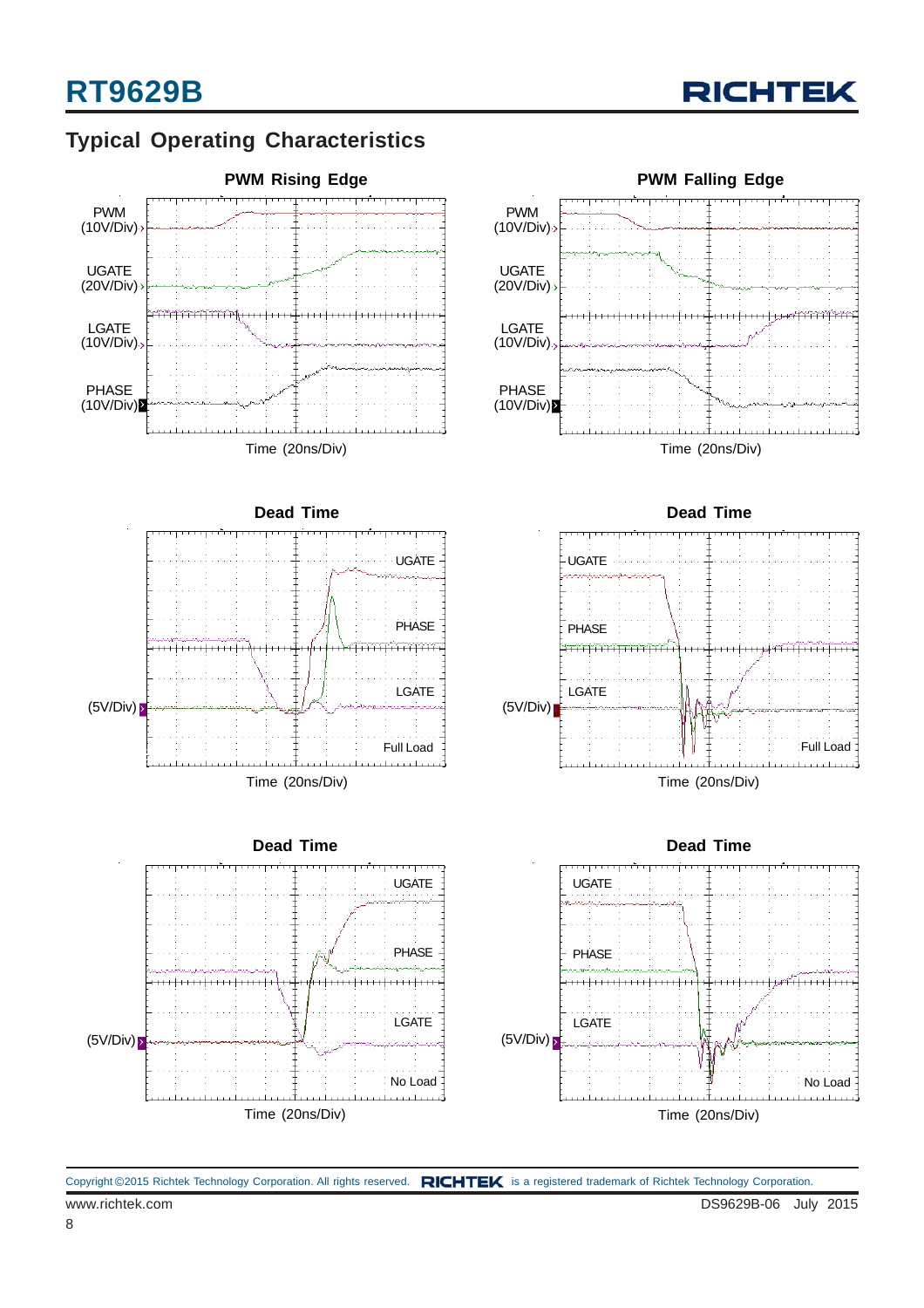## Typical Operating Characteristics

**PWM Rising Edge**

PWM (10V/Div)
UGATE (20V/Div)
LGATE (10V/Div)
PHASE (10V/Div)

Time (20ns/Div)

**PWM Falling Edge**

PWM (10V/Div)
UGATE (20V/Div)
LGATE (10V/Div)
PHASE (10V/Div)

Time (20ns/Div)

**Dead Time**

UGATE
PHASE
LGATE
(5V/Div)
Full Load

Time (20ns/Div)

**Dead Time**

UGATE
PHASE
LGATE
(5V/Div)
Full Load

Time (20ns/Div)

**Dead Time**

UGATE
PHASE
LGATE
(5V/Div)
No Load

Time (20ns/Div)

**Dead Time**

UGATE
PHASE
LGATE
(5V/Div)
No Load

Time (20ns/Div)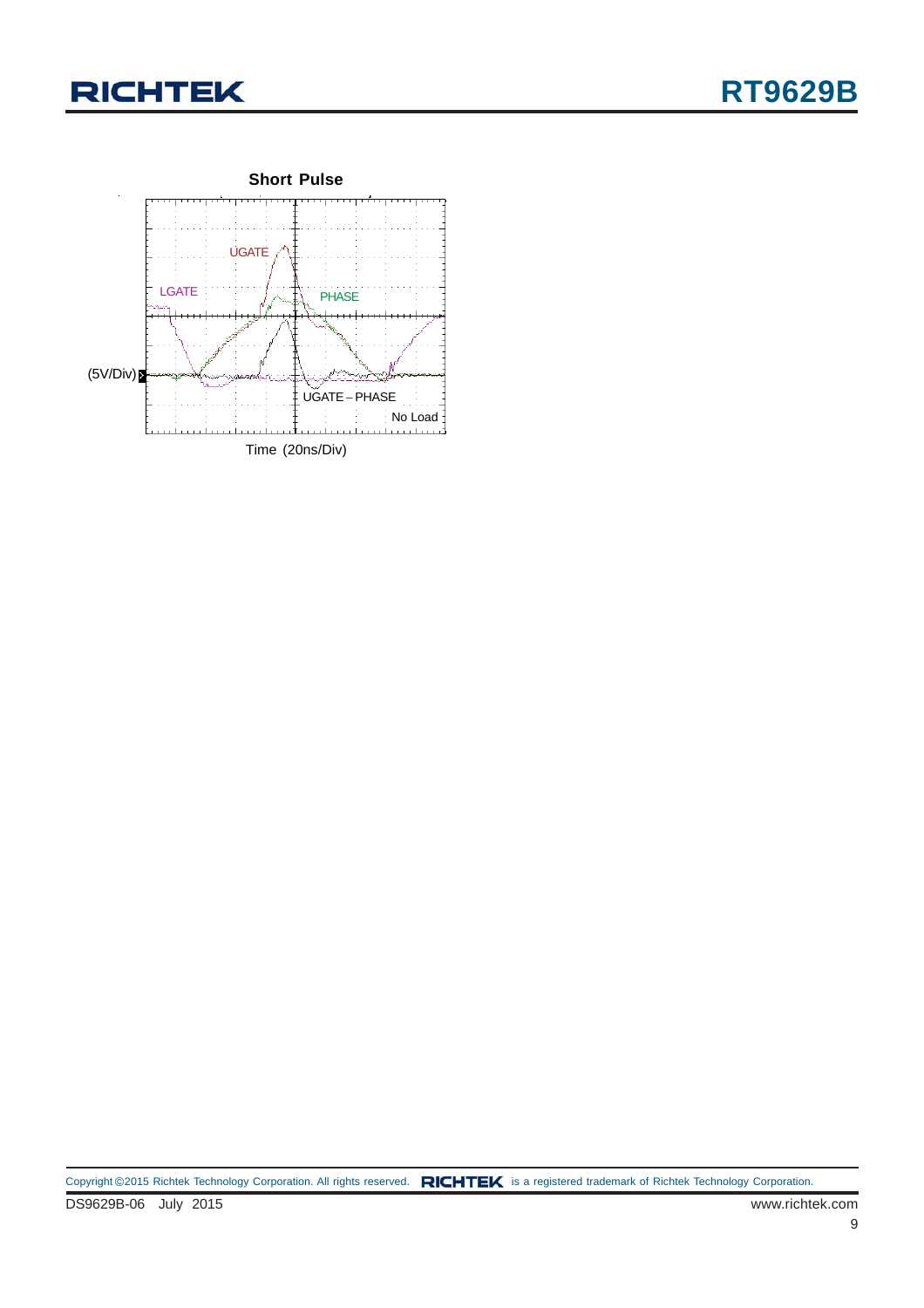**Short Pulse**

UGATE

LGATE

PHASE

(5V/Div)

UGATE – PHASE

No Load

Time (20ns/Div)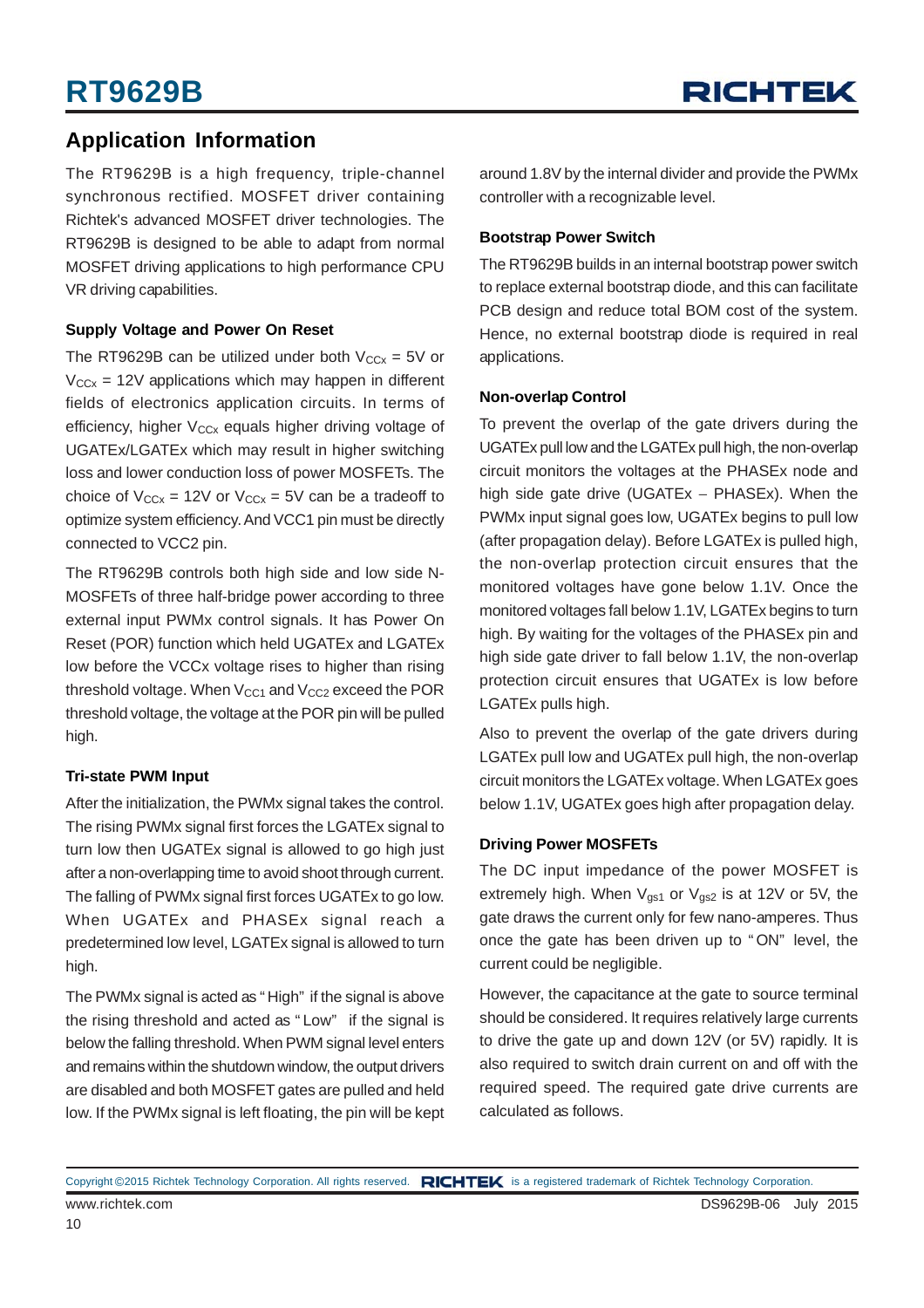## Application Information

The RT9629B is a high frequency, triple-channel synchronous rectified. MOSFET driver containing Richtek's advanced MOSFET driver technologies. The RT9629B is designed to be able to adapt from normal MOSFET driving applications to high performance CPU VR driving capabilities.

### Supply Voltage and Power On Reset

The RT9629B can be utilized under both $V_{CCx}$ = 5V or $V_{CCx}$ = 12V applications which may happen in different fields of electronics application circuits. In terms of efficiency, higher $V_{CCx}$ equals higher driving voltage of UGATEx/LGATEx which may result in higher switching loss and lower conduction loss of power MOSFETs. The choice of $V_{CCx}$ = 12V or $V_{CCx}$ = 5V can be a tradeoff to optimize system efficiency. And VCC1 pin must be directly connected to VCC2 pin.

The RT9629B controls both high side and low side N-MOSFETs of three half-bridge power according to three external input PWMx control signals. It has Power On Reset (POR) function which held UGATEx and LGATEx low before the VCCx voltage rises to higher than rising threshold voltage. When $V_{CC1}$ and $V_{CC2}$ exceed the POR threshold voltage, the voltage at the POR pin will be pulled high.

### Tri-state PWM Input

After the initialization, the PWMx signal takes the control. The rising PWMx signal first forces the LGATEx signal to turn low then UGATEx signal is allowed to go high just after a non-overlapping time to avoid shoot through current. The falling of PWMx signal first forces UGATEx to go low. When UGATEx and PHASEx signal reach a predetermined low level, LGATEx signal is allowed to turn high.

The PWMx signal is acted as "High" if the signal is above the rising threshold and acted as "Low" if the signal is below the falling threshold. When PWM signal level enters and remains within the shutdown window, the output drivers are disabled and both MOSFET gates are pulled and held low. If the PWMx signal is left floating, the pin will be kept around 1.8V by the internal divider and provide the PWMx controller with a recognizable level.

### Bootstrap Power Switch

The RT9629B builds in an internal bootstrap power switch to replace external bootstrap diode, and this can facilitate PCB design and reduce total BOM cost of the system. Hence, no external bootstrap diode is required in real applications.

### Non-overlap Control

To prevent the overlap of the gate drivers during the UGATEx pull low and the LGATEx pull high, the non-overlap circuit monitors the voltages at the PHASEx node and high side gate drive (UGATEx – PHASEx). When the PWMx input signal goes low, UGATEx begins to pull low (after propagation delay). Before LGATEx is pulled high, the non-overlap protection circuit ensures that the monitored voltages have gone below 1.1V. Once the monitored voltages fall below 1.1V, LGATEx begins to turn high. By waiting for the voltages of the PHASEx pin and high side gate driver to fall below 1.1V, the non-overlap protection circuit ensures that UGATEx is low before LGATEx pulls high.

Also to prevent the overlap of the gate drivers during LGATEx pull low and UGATEx pull high, the non-overlap circuit monitors the LGATEx voltage. When LGATEx goes below 1.1V, UGATEx goes high after propagation delay.

### Driving Power MOSFETs

The DC input impedance of the power MOSFET is extremely high. When $V_{gs1}$ or $V_{gs2}$ is at 12V or 5V, the gate draws the current only for few nano-amperes. Thus once the gate has been driven up to "ON" level, the current could be negligible.

However, the capacitance at the gate to source terminal should be considered. It requires relatively large currents to drive the gate up and down 12V (or 5V) rapidly. It is also required to switch drain current on and off with the required speed. The required gate drive currents are calculated as follows.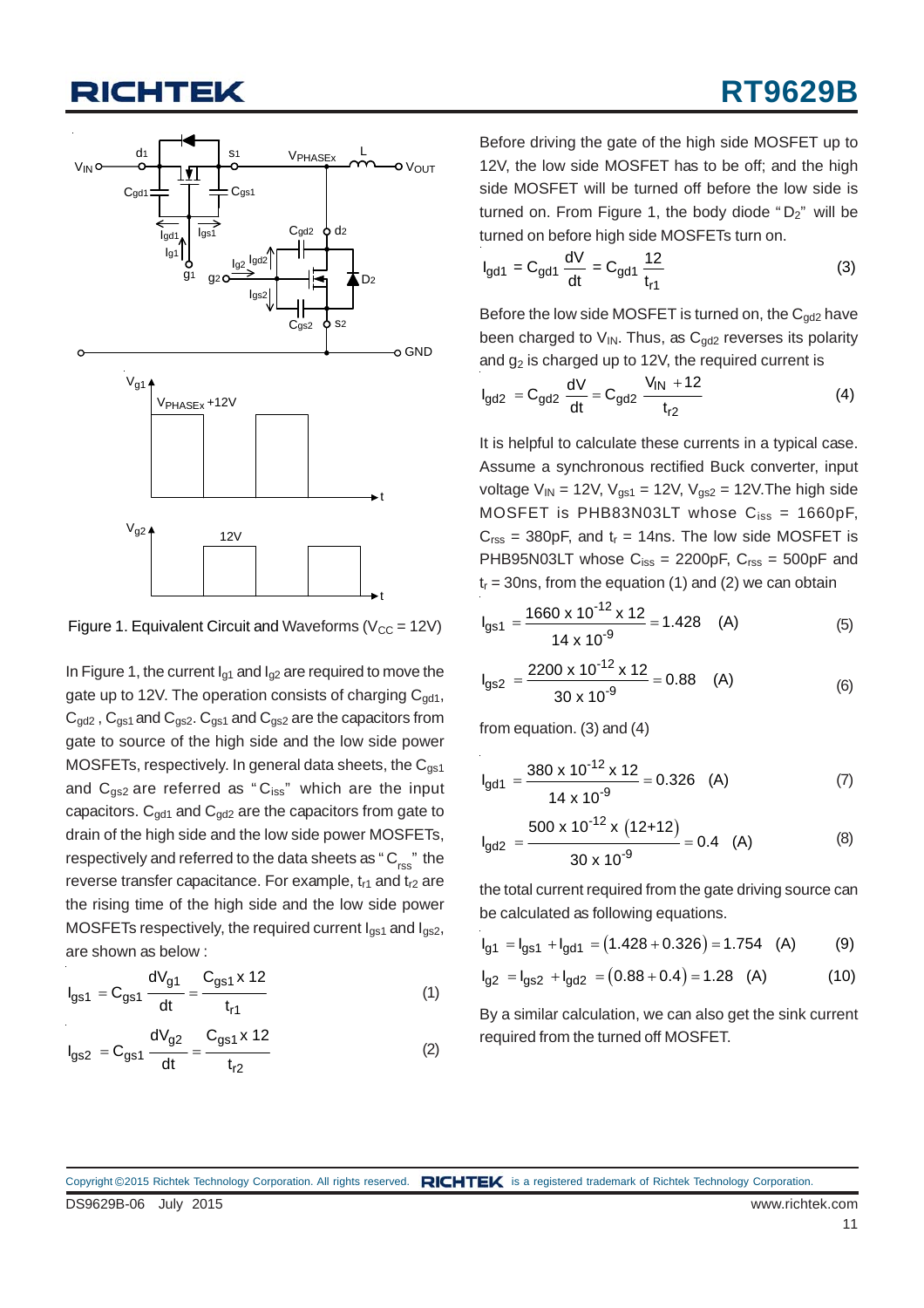Figure 1. Equivalent Circuit and Waveforms ($V_{CC}$ = 12V)

In Figure 1, the current $I_{g1}$ and $I_{g2}$ are required to move the gate up to 12V. The operation consists of charging $C_{gd1}$, $C_{gd2}$, $C_{gs1}$ and $C_{gs2}$. $C_{gs1}$ and $C_{gs2}$ are the capacitors from gate to source of the high side and the low side power MOSFETs, respectively. In general data sheets, the $C_{gs1}$ and $C_{gs2}$ are referred as "$C_{iss}$" which are the input capacitors. $C_{gd1}$ and $C_{gd2}$ are the capacitors from gate to drain of the high side and the low side power MOSFETs, respectively and referred to the data sheets as "$C_{rss}$" the reverse transfer capacitance. For example, $t_{r1}$ and $t_{r2}$ are the rising time of the high side and the low side power MOSFETs respectively, the required current $I_{gs1}$ and $I_{gs2}$, are shown as below :

$$I_{gs1} = C_{gs1}\frac{dV_{g1}}{dt} = \frac{C_{gs1} \times 12}{t_{r1}} \quad (1)$$

$$I_{gs2} = C_{gs2}\frac{dV_{g2}}{dt} = \frac{C_{gs1} \times 12}{t_{r2}} \quad (2)$$

Before driving the gate of the high side MOSFET up to 12V, the low side MOSFET has to be off; and the high side MOSFET will be turned off before the low side is turned on. From Figure 1, the body diode "$D_2$" will be turned on before high side MOSFETs turn on.

$$I_{gd1} = C_{gd1}\frac{dV}{dt} = C_{gd1}\frac{12}{t_{r1}} \quad (3)$$

Before the low side MOSFET is turned on, the $C_{gd2}$ have been charged to $V_{IN}$. Thus, as $C_{gd2}$ reverses its polarity and $g_2$ is charged up to 12V, the required current is

$$I_{gd2} = C_{gd2}\frac{dV}{dt} = C_{gd2}\frac{V_{IN}+12}{t_{r2}} \quad (4)$$

It is helpful to calculate these currents in a typical case. Assume a synchronous rectified Buck converter, input voltage $V_{IN}$ = 12V, $V_{gs1}$ = 12V, $V_{gs2}$ = 12V.The high side MOSFET is PHB83N03LT whose $C_{iss}$ = 1660pF, $C_{rss}$ = 380pF, and $t_r$ = 14ns. The low side MOSFET is PHB95N03LT whose $C_{iss}$ = 2200pF, $C_{rss}$ = 500pF and $t_r$ = 30ns, from the equation (1) and (2) we can obtain

$$I_{gs1} = \frac{1660 \times 10^{-12} \times 12}{14 \times 10^{-9}} = 1.428 \quad (A) \quad (5)$$

$$I_{gs2} = \frac{2200 \times 10^{-12} \times 12}{30 \times 10^{-9}} = 0.88 \quad (A) \quad (6)$$

from equation. (3) and (4)

$$I_{gd1} = \frac{380 \times 10^{-12} \times 12}{14 \times 10^{-9}} = 0.326 \quad (A) \quad (7)$$

$$I_{gd2} = \frac{500 \times 10^{-12} \times (12+12)}{30 \times 10^{-9}} = 0.4 \quad (A) \quad (8)$$

the total current required from the gate driving source can be calculated as following equations.

$$I_{g1} = I_{gs1} + I_{gd1} = (1.428 + 0.326) = 1.754 \quad (A) \quad (9)$$

$$I_{g2} = I_{gs2} + I_{gd2} = (0.88 + 0.4) = 1.28 \quad (A) \quad (10)$$

By a similar calculation, we can also get the sink current required from the turned off MOSFET.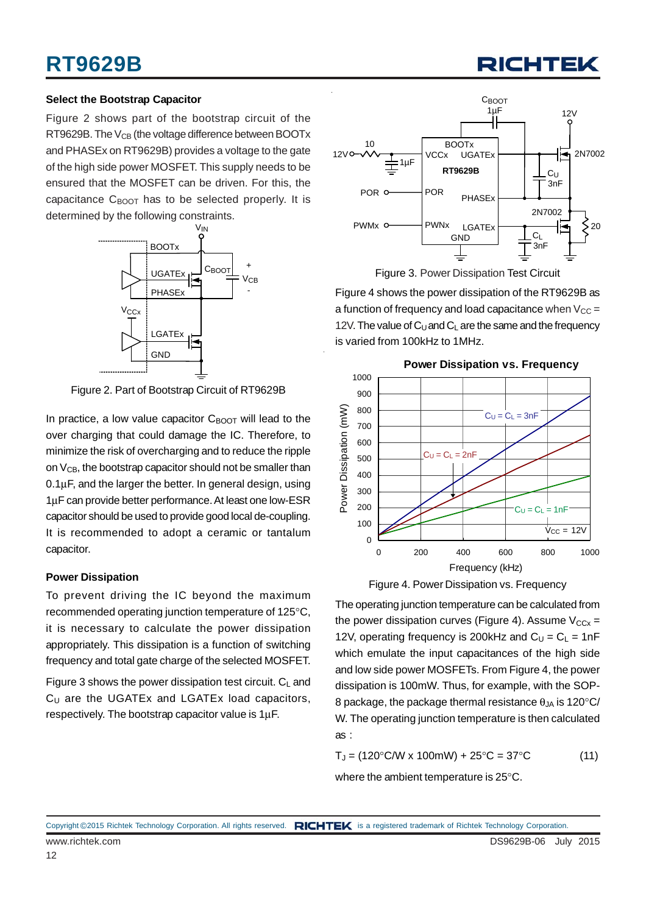### Select the Bootstrap Capacitor

Figure 2 shows part of the bootstrap circuit of the RT9629B. The $V_{CB}$ (the voltage difference between BOOTx and PHASEx on RT9629B) provides a voltage to the gate of the high side power MOSFET. This supply needs to be ensured that the MOSFET can be driven. For this, the capacitance $C_{BOOT}$ has to be selected properly. It is determined by the following constraints.

Figure 2. Part of Bootstrap Circuit of RT9629B

In practice, a low value capacitor $C_{BOOT}$ will lead to the over charging that could damage the IC. Therefore, to minimize the risk of overcharging and to reduce the ripple on $V_{CB}$, the bootstrap capacitor should not be smaller than 0.1μF, and the larger the better. In general design, using 1μF can provide better performance. At least one low-ESR capacitor should be used to provide good local de-coupling. It is recommended to adopt a ceramic or tantalum capacitor.

### Power Dissipation

To prevent driving the IC beyond the maximum recommended operating junction temperature of 125°C, it is necessary to calculate the power dissipation appropriately. This dissipation is a function of switching frequency and total gate charge of the selected MOSFET.

Figure 3 shows the power dissipation test circuit. $C_L$ and $C_U$ are the UGATEx and LGATEx load capacitors, respectively. The bootstrap capacitor value is 1μF.

Figure 3. Power Dissipation Test Circuit

Figure 4 shows the power dissipation of the RT9629B as a function of frequency and load capacitance when $V_{CC}$ = 12V. The value of $C_U$ and $C_L$ are the same and the frequency is varied from 100kHz to 1MHz.

Figure 4. Power Dissipation vs. Frequency

The operating junction temperature can be calculated from the power dissipation curves (Figure 4). Assume $V_{CCx}$ = 12V, operating frequency is 200kHz and $C_U = C_L$ = 1nF which emulate the input capacitances of the high side and low side power MOSFETs. From Figure 4, the power dissipation is 100mW. Thus, for example, with the SOP-8 package, the package thermal resistance $\theta_{JA}$ is 120°C/W. The operating junction temperature is then calculated as :

$$T_J = (120°C/W \times 100mW) + 25°C = 37°C \quad (11)$$

where the ambient temperature is 25°C.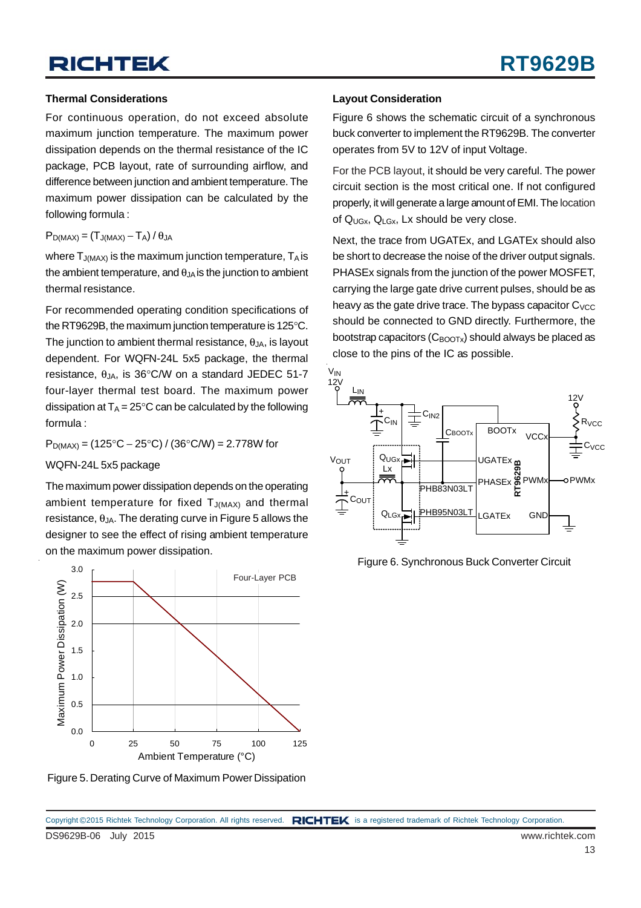### Thermal Considerations

For continuous operation, do not exceed absolute maximum junction temperature. The maximum power dissipation depends on the thermal resistance of the IC package, PCB layout, rate of surrounding airflow, and difference between junction and ambient temperature. The maximum power dissipation can be calculated by the following formula :

$P_{D(MAX)} = (T_{J(MAX)} - T_A) / \theta_{JA}$

where $T_{J(MAX)}$ is the maximum junction temperature, $T_A$ is the ambient temperature, and $\theta_{JA}$ is the junction to ambient thermal resistance.

For recommended operating condition specifications of the RT9629B, the maximum junction temperature is 125°C. The junction to ambient thermal resistance, $\theta_{JA}$, is layout dependent. For WQFN-24L 5x5 package, the thermal resistance, $\theta_{JA}$, is 36°C/W on a standard JEDEC 51-7 four-layer thermal test board. The maximum power dissipation at $T_A$ = 25°C can be calculated by the following formula :

$P_{D(MAX)}$ = (125°C − 25°C) / (36°C/W) = 2.778W for WQFN-24L 5x5 package

The maximum power dissipation depends on the operating ambient temperature for fixed $T_{J(MAX)}$ and thermal resistance, $\theta_{JA}$. The derating curve in Figure 5 allows the designer to see the effect of rising ambient temperature on the maximum power dissipation.

Figure 5. Derating Curve of Maximum Power Dissipation

### Layout Consideration

Figure 6 shows the schematic circuit of a synchronous buck converter to implement the RT9629B. The converter operates from 5V to 12V of input Voltage.

For the PCB layout, it should be very careful. The power circuit section is the most critical one. If not configured properly, it will generate a large amount of EMI. The location of $Q_{UGx}$, $Q_{LGx}$, Lx should be very close.

Next, the trace from UGATEx, and LGATEx should also be short to decrease the noise of the driver output signals. PHASEx signals from the junction of the power MOSFET, carrying the large gate drive current pulses, should be as heavy as the gate drive trace. The bypass capacitor $C_{VCC}$ should be connected to GND directly. Furthermore, the bootstrap capacitors ($C_{BOOTx}$) should always be placed as close to the pins of the IC as possible.

Figure 6. Synchronous Buck Converter Circuit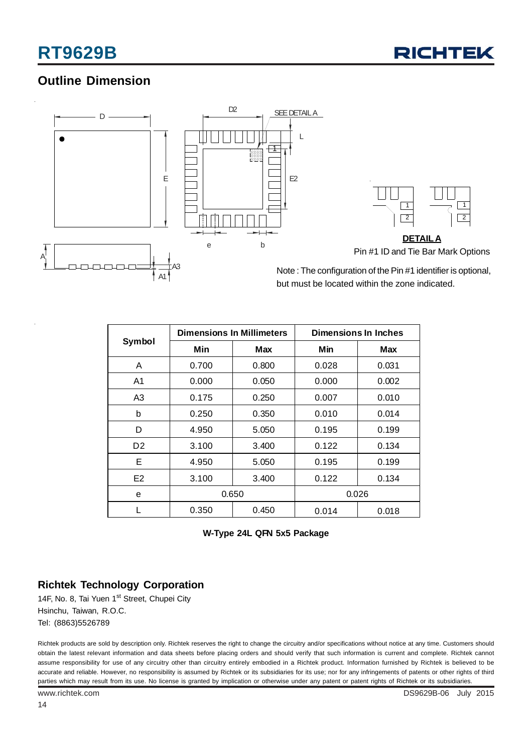## Outline Dimension

D

D2

SEE DETAIL A

L

E

E2

1

2

DETAIL A

Pin #1 ID and Tie Bar Mark Options

e

b

A

A3

A1

Note : The configuration of the Pin #1 identifier is optional, but must be located within the zone indicated.

| Symbol | Dimensions In Millimeters | | Dimensions In Inches | |
|---|---|---|---|---|
| | Min | Max | Min | Max |
| A | 0.700 | 0.800 | 0.028 | 0.031 |
| A1 | 0.000 | 0.050 | 0.000 | 0.002 |
| A3 | 0.175 | 0.250 | 0.007 | 0.010 |
| b | 0.250 | 0.350 | 0.010 | 0.014 |
| D | 4.950 | 5.050 | 0.195 | 0.199 |
| D2 | 3.100 | 3.400 | 0.122 | 0.134 |
| E | 4.950 | 5.050 | 0.195 | 0.199 |
| E2 | 3.100 | 3.400 | 0.122 | 0.134 |
| e | 0.650 | | 0.026 | |
| L | 0.350 | 0.450 | 0.014 | 0.018 |

**W-Type 24L QFN 5x5 Package**

### Richtek Technology Corporation

14F, No. 8, Tai Yuen 1st Street, Chupei City
Hsinchu, Taiwan, R.O.C.
Tel: (8863)5526789

Richtek products are sold by description only. Richtek reserves the right to change the circuitry and/or specifications without notice at any time. Customers should obtain the latest relevant information and data sheets before placing orders and should verify that such information is current and complete. Richtek cannot assume responsibility for use of any circuitry other than circuitry entirely embodied in a Richtek product. Information furnished by Richtek is believed to be accurate and reliable. However, no responsibility is assumed by Richtek or its subsidiaries for its use; nor for any infringements of patents or other rights of third parties which may result from its use. No license is granted by implication or otherwise under any patent or patent rights of Richtek or its subsidiaries.